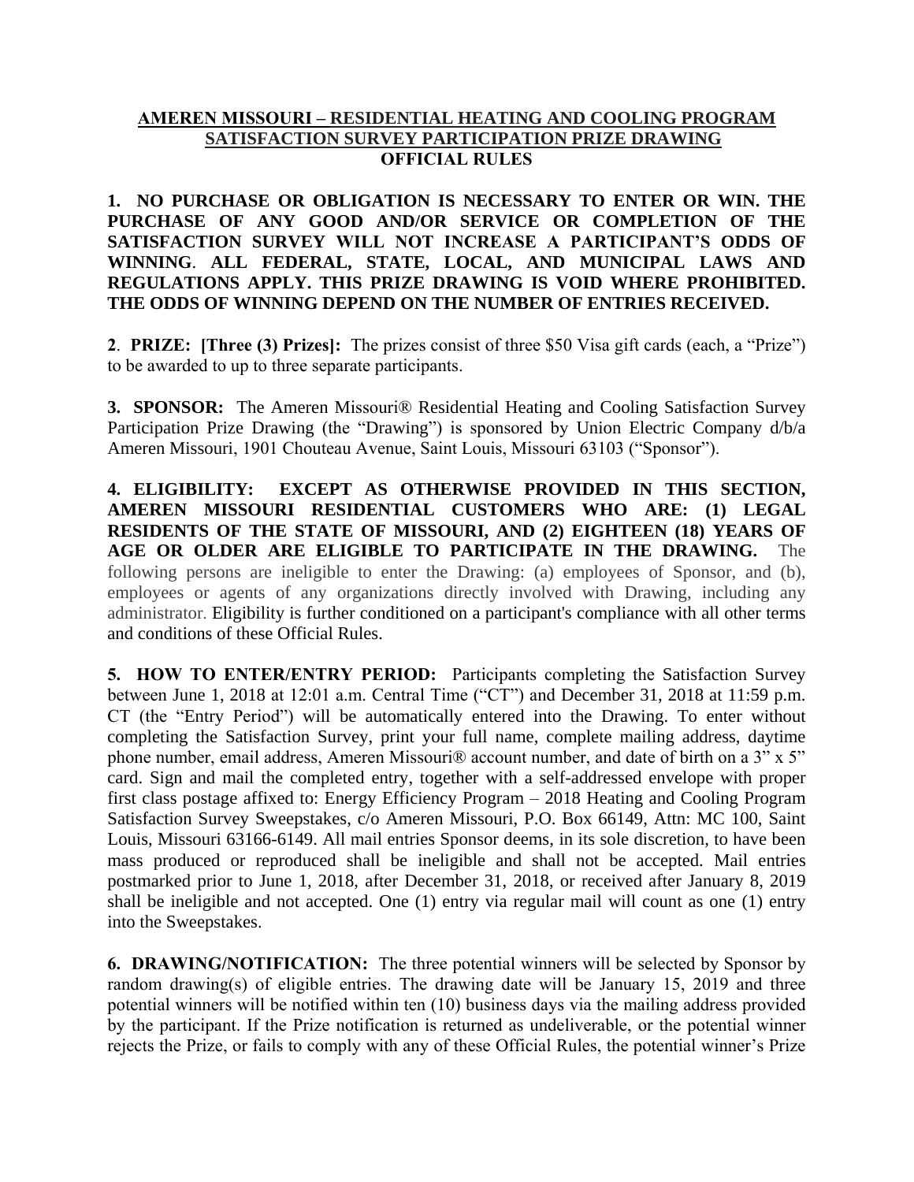**AMEREN MISSOURI – RESIDENTIAL HEATING AND COOLING PROGRAM SATISFACTION SURVEY PARTICIPATION PRIZE DRAWING**
**OFFICIAL RULES**

**1. NO PURCHASE OR OBLIGATION IS NECESSARY TO ENTER OR WIN. THE PURCHASE OF ANY GOOD AND/OR SERVICE OR COMPLETION OF THE SATISFACTION SURVEY WILL NOT INCREASE A PARTICIPANT'S ODDS OF WINNING. ALL FEDERAL, STATE, LOCAL, AND MUNICIPAL LAWS AND REGULATIONS APPLY. THIS PRIZE DRAWING IS VOID WHERE PROHIBITED. THE ODDS OF WINNING DEPEND ON THE NUMBER OF ENTRIES RECEIVED.**

**2. PRIZE: [Three (3) Prizes]:** The prizes consist of three $50 Visa gift cards (each, a "Prize") to be awarded to up to three separate participants.

**3. SPONSOR:** The Ameren Missouri® Residential Heating and Cooling Satisfaction Survey Participation Prize Drawing (the "Drawing") is sponsored by Union Electric Company d/b/a Ameren Missouri, 1901 Chouteau Avenue, Saint Louis, Missouri 63103 ("Sponsor").

**4. ELIGIBILITY: EXCEPT AS OTHERWISE PROVIDED IN THIS SECTION, AMEREN MISSOURI RESIDENTIAL CUSTOMERS WHO ARE: (1) LEGAL RESIDENTS OF THE STATE OF MISSOURI, AND (2) EIGHTEEN (18) YEARS OF AGE OR OLDER ARE ELIGIBLE TO PARTICIPATE IN THE DRAWING.** The following persons are ineligible to enter the Drawing: (a) employees of Sponsor, and (b), employees or agents of any organizations directly involved with Drawing, including any administrator. Eligibility is further conditioned on a participant's compliance with all other terms and conditions of these Official Rules.

**5. HOW TO ENTER/ENTRY PERIOD:** Participants completing the Satisfaction Survey between June 1, 2018 at 12:01 a.m. Central Time ("CT") and December 31, 2018 at 11:59 p.m. CT (the "Entry Period") will be automatically entered into the Drawing. To enter without completing the Satisfaction Survey, print your full name, complete mailing address, daytime phone number, email address, Ameren Missouri® account number, and date of birth on a 3" x 5" card. Sign and mail the completed entry, together with a self-addressed envelope with proper first class postage affixed to: Energy Efficiency Program – 2018 Heating and Cooling Program Satisfaction Survey Sweepstakes, c/o Ameren Missouri, P.O. Box 66149, Attn: MC 100, Saint Louis, Missouri 63166-6149. All mail entries Sponsor deems, in its sole discretion, to have been mass produced or reproduced shall be ineligible and shall not be accepted. Mail entries postmarked prior to June 1, 2018, after December 31, 2018, or received after January 8, 2019 shall be ineligible and not accepted. One (1) entry via regular mail will count as one (1) entry into the Sweepstakes.

**6. DRAWING/NOTIFICATION:** The three potential winners will be selected by Sponsor by random drawing(s) of eligible entries. The drawing date will be January 15, 2019 and three potential winners will be notified within ten (10) business days via the mailing address provided by the participant. If the Prize notification is returned as undeliverable, or the potential winner rejects the Prize, or fails to comply with any of these Official Rules, the potential winner's Prize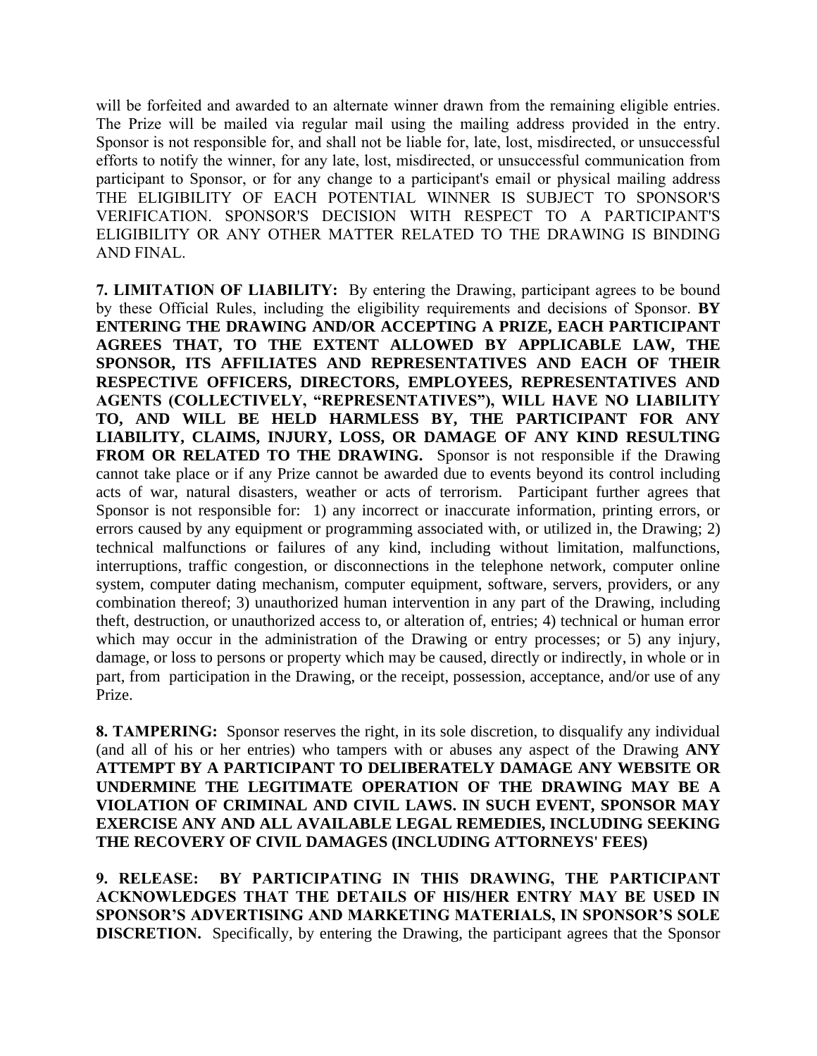will be forfeited and awarded to an alternate winner drawn from the remaining eligible entries. The Prize will be mailed via regular mail using the mailing address provided in the entry. Sponsor is not responsible for, and shall not be liable for, late, lost, misdirected, or unsuccessful efforts to notify the winner, for any late, lost, misdirected, or unsuccessful communication from participant to Sponsor, or for any change to a participant's email or physical mailing address THE ELIGIBILITY OF EACH POTENTIAL WINNER IS SUBJECT TO SPONSOR'S VERIFICATION. SPONSOR'S DECISION WITH RESPECT TO A PARTICIPANT'S ELIGIBILITY OR ANY OTHER MATTER RELATED TO THE DRAWING IS BINDING AND FINAL.

**7. LIMITATION OF LIABILITY:** By entering the Drawing, participant agrees to be bound by these Official Rules, including the eligibility requirements and decisions of Sponsor. **BY ENTERING THE DRAWING AND/OR ACCEPTING A PRIZE, EACH PARTICIPANT AGREES THAT, TO THE EXTENT ALLOWED BY APPLICABLE LAW, THE SPONSOR, ITS AFFILIATES AND REPRESENTATIVES AND EACH OF THEIR RESPECTIVE OFFICERS, DIRECTORS, EMPLOYEES, REPRESENTATIVES AND AGENTS (COLLECTIVELY, "REPRESENTATIVES"), WILL HAVE NO LIABILITY TO, AND WILL BE HELD HARMLESS BY, THE PARTICIPANT FOR ANY LIABILITY, CLAIMS, INJURY, LOSS, OR DAMAGE OF ANY KIND RESULTING FROM OR RELATED TO THE DRAWING.** Sponsor is not responsible if the Drawing cannot take place or if any Prize cannot be awarded due to events beyond its control including acts of war, natural disasters, weather or acts of terrorism. Participant further agrees that Sponsor is not responsible for: 1) any incorrect or inaccurate information, printing errors, or errors caused by any equipment or programming associated with, or utilized in, the Drawing; 2) technical malfunctions or failures of any kind, including without limitation, malfunctions, interruptions, traffic congestion, or disconnections in the telephone network, computer online system, computer dating mechanism, computer equipment, software, servers, providers, or any combination thereof; 3) unauthorized human intervention in any part of the Drawing, including theft, destruction, or unauthorized access to, or alteration of, entries; 4) technical or human error which may occur in the administration of the Drawing or entry processes; or 5) any injury, damage, or loss to persons or property which may be caused, directly or indirectly, in whole or in part, from participation in the Drawing, or the receipt, possession, acceptance, and/or use of any Prize.

**8. TAMPERING:** Sponsor reserves the right, in its sole discretion, to disqualify any individual (and all of his or her entries) who tampers with or abuses any aspect of the Drawing **ANY ATTEMPT BY A PARTICIPANT TO DELIBERATELY DAMAGE ANY WEBSITE OR UNDERMINE THE LEGITIMATE OPERATION OF THE DRAWING MAY BE A VIOLATION OF CRIMINAL AND CIVIL LAWS. IN SUCH EVENT, SPONSOR MAY EXERCISE ANY AND ALL AVAILABLE LEGAL REMEDIES, INCLUDING SEEKING THE RECOVERY OF CIVIL DAMAGES (INCLUDING ATTORNEYS' FEES)**

**9. RELEASE: BY PARTICIPATING IN THIS DRAWING, THE PARTICIPANT ACKNOWLEDGES THAT THE DETAILS OF HIS/HER ENTRY MAY BE USED IN SPONSOR'S ADVERTISING AND MARKETING MATERIALS, IN SPONSOR'S SOLE DISCRETION.** Specifically, by entering the Drawing, the participant agrees that the Sponsor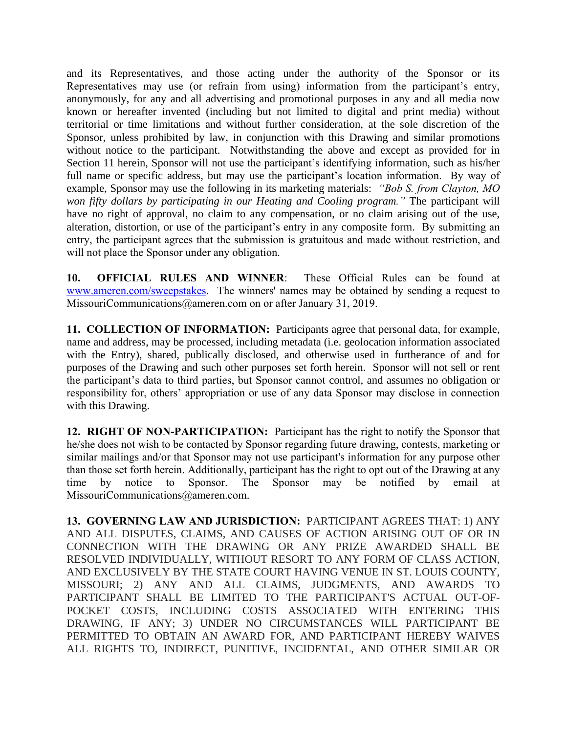and its Representatives, and those acting under the authority of the Sponsor or its Representatives may use (or refrain from using) information from the participant's entry, anonymously, for any and all advertising and promotional purposes in any and all media now known or hereafter invented (including but not limited to digital and print media) without territorial or time limitations and without further consideration, at the sole discretion of the Sponsor, unless prohibited by law, in conjunction with this Drawing and similar promotions without notice to the participant. Notwithstanding the above and except as provided for in Section 11 herein, Sponsor will not use the participant's identifying information, such as his/her full name or specific address, but may use the participant's location information. By way of example, Sponsor may use the following in its marketing materials: *"Bob S. from Clayton, MO won fifty dollars by participating in our Heating and Cooling program."* The participant will have no right of approval, no claim to any compensation, or no claim arising out of the use, alteration, distortion, or use of the participant's entry in any composite form. By submitting an entry, the participant agrees that the submission is gratuitous and made without restriction, and will not place the Sponsor under any obligation.

**10. OFFICIAL RULES AND WINNER**: These Official Rules can be found at [www.ameren.com/sweepstakes](www.ameren.com/sweepstakes). The winners' names may be obtained by sending a request to MissouriCommunications@ameren.com on or after January 31, 2019.

**11. COLLECTION OF INFORMATION:** Participants agree that personal data, for example, name and address, may be processed, including metadata (i.e. geolocation information associated with the Entry), shared, publically disclosed, and otherwise used in furtherance of and for purposes of the Drawing and such other purposes set forth herein. Sponsor will not sell or rent the participant's data to third parties, but Sponsor cannot control, and assumes no obligation or responsibility for, others' appropriation or use of any data Sponsor may disclose in connection with this Drawing.

**12. RIGHT OF NON-PARTICIPATION:** Participant has the right to notify the Sponsor that he/she does not wish to be contacted by Sponsor regarding future drawing, contests, marketing or similar mailings and/or that Sponsor may not use participant's information for any purpose other than those set forth herein. Additionally, participant has the right to opt out of the Drawing at any time by notice to Sponsor. The Sponsor may be notified by email at MissouriCommunications@ameren.com.

**13. GOVERNING LAW AND JURISDICTION:** PARTICIPANT AGREES THAT: 1) ANY AND ALL DISPUTES, CLAIMS, AND CAUSES OF ACTION ARISING OUT OF OR IN CONNECTION WITH THE DRAWING OR ANY PRIZE AWARDED SHALL BE RESOLVED INDIVIDUALLY, WITHOUT RESORT TO ANY FORM OF CLASS ACTION, AND EXCLUSIVELY BY THE STATE COURT HAVING VENUE IN ST. LOUIS COUNTY, MISSOURI; 2) ANY AND ALL CLAIMS, JUDGMENTS, AND AWARDS TO PARTICIPANT SHALL BE LIMITED TO THE PARTICIPANT'S ACTUAL OUT-OF-POCKET COSTS, INCLUDING COSTS ASSOCIATED WITH ENTERING THIS DRAWING, IF ANY; 3) UNDER NO CIRCUMSTANCES WILL PARTICIPANT BE PERMITTED TO OBTAIN AN AWARD FOR, AND PARTICIPANT HEREBY WAIVES ALL RIGHTS TO, INDIRECT, PUNITIVE, INCIDENTAL, AND OTHER SIMILAR OR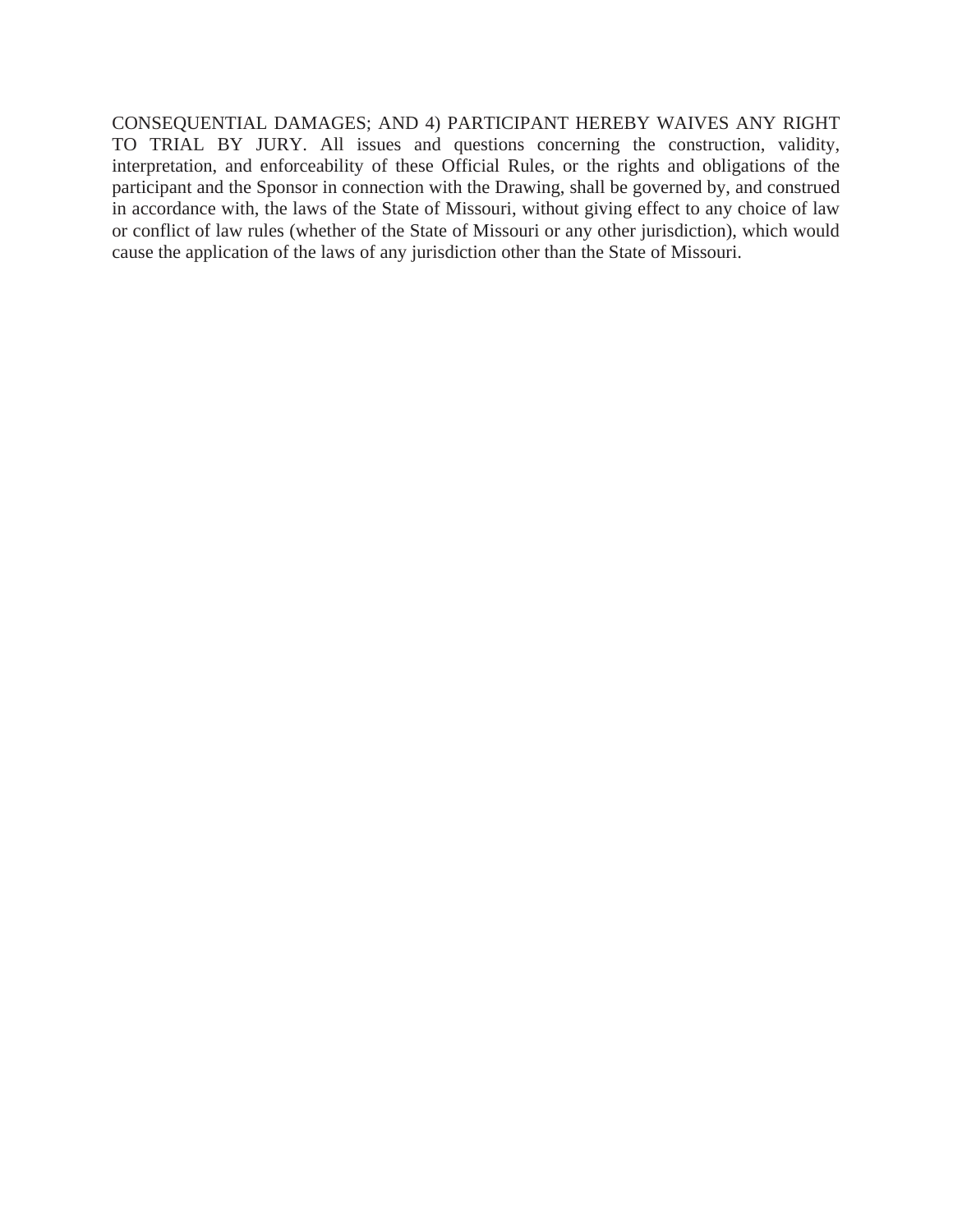CONSEQUENTIAL DAMAGES; AND 4) PARTICIPANT HEREBY WAIVES ANY RIGHT TO TRIAL BY JURY. All issues and questions concerning the construction, validity, interpretation, and enforceability of these Official Rules, or the rights and obligations of the participant and the Sponsor in connection with the Drawing, shall be governed by, and construed in accordance with, the laws of the State of Missouri, without giving effect to any choice of law or conflict of law rules (whether of the State of Missouri or any other jurisdiction), which would cause the application of the laws of any jurisdiction other than the State of Missouri.